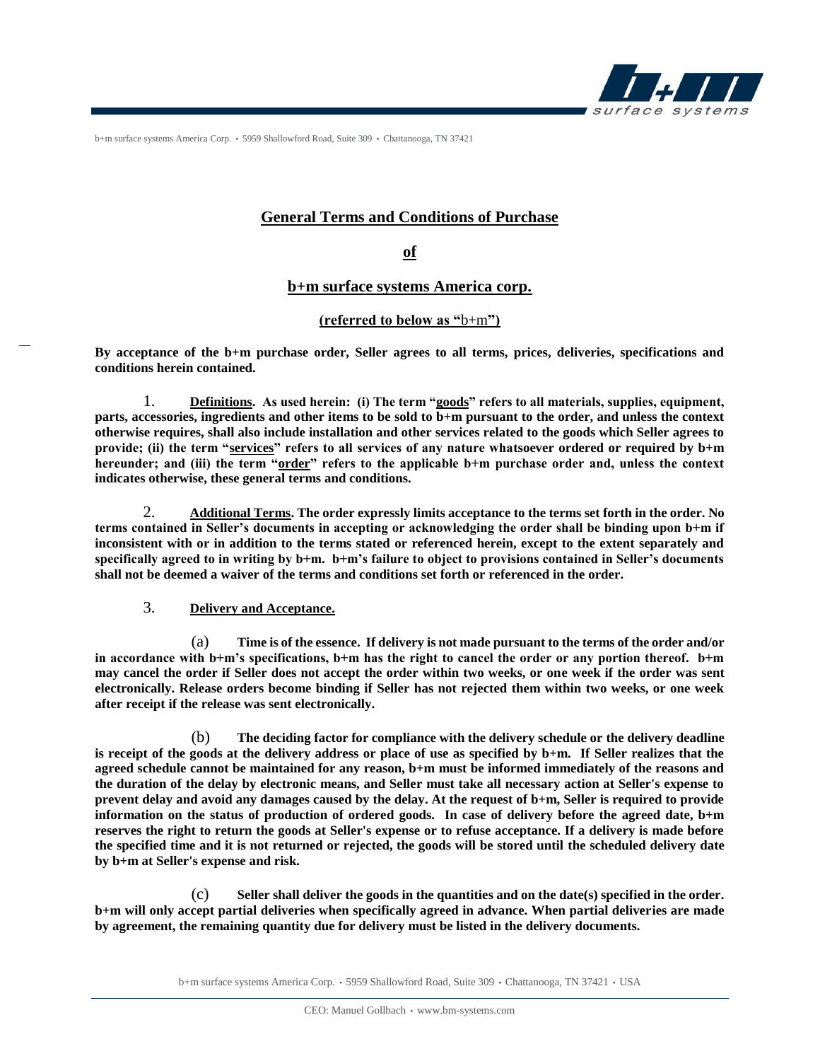# General Terms and Conditions of Purchase

## of

## b+m surface systems America corp.

**(referred to below as "b+m")**

**By acceptance of the b+m purchase order, Seller agrees to all terms, prices, deliveries, specifications and conditions herein contained.**

1. **Definitions. As used herein: (i) The term "goods" refers to all materials, supplies, equipment, parts, accessories, ingredients and other items to be sold to b+m pursuant to the order, and unless the context otherwise requires, shall also include installation and other services related to the goods which Seller agrees to provide; (ii) the term "services" refers to all services of any nature whatsoever ordered or required by b+m hereunder; and (iii) the term "order" refers to the applicable b+m purchase order and, unless the context indicates otherwise, these general terms and conditions.**

2. **Additional Terms. The order expressly limits acceptance to the terms set forth in the order. No terms contained in Seller's documents in accepting or acknowledging the order shall be binding upon b+m if inconsistent with or in addition to the terms stated or referenced herein, except to the extent separately and specifically agreed to in writing by b+m. b+m's failure to object to provisions contained in Seller's documents shall not be deemed a waiver of the terms and conditions set forth or referenced in the order.**

3. **Delivery and Acceptance.**

(a) **Time is of the essence. If delivery is not made pursuant to the terms of the order and/or in accordance with b+m's specifications, b+m has the right to cancel the order or any portion thereof. b+m may cancel the order if Seller does not accept the order within two weeks, or one week if the order was sent electronically. Release orders become binding if Seller has not rejected them within two weeks, or one week after receipt if the release was sent electronically.**

(b) **The deciding factor for compliance with the delivery schedule or the delivery deadline is receipt of the goods at the delivery address or place of use as specified by b+m. If Seller realizes that the agreed schedule cannot be maintained for any reason, b+m must be informed immediately of the reasons and the duration of the delay by electronic means, and Seller must take all necessary action at Seller's expense to prevent delay and avoid any damages caused by the delay. At the request of b+m, Seller is required to provide information on the status of production of ordered goods. In case of delivery before the agreed date, b+m reserves the right to return the goods at Seller's expense or to refuse acceptance. If a delivery is made before the specified time and it is not returned or rejected, the goods will be stored until the scheduled delivery date by b+m at Seller's expense and risk.**

(c) **Seller shall deliver the goods in the quantities and on the date(s) specified in the order. b+m will only accept partial deliveries when specifically agreed in advance. When partial deliveries are made by agreement, the remaining quantity due for delivery must be listed in the delivery documents.**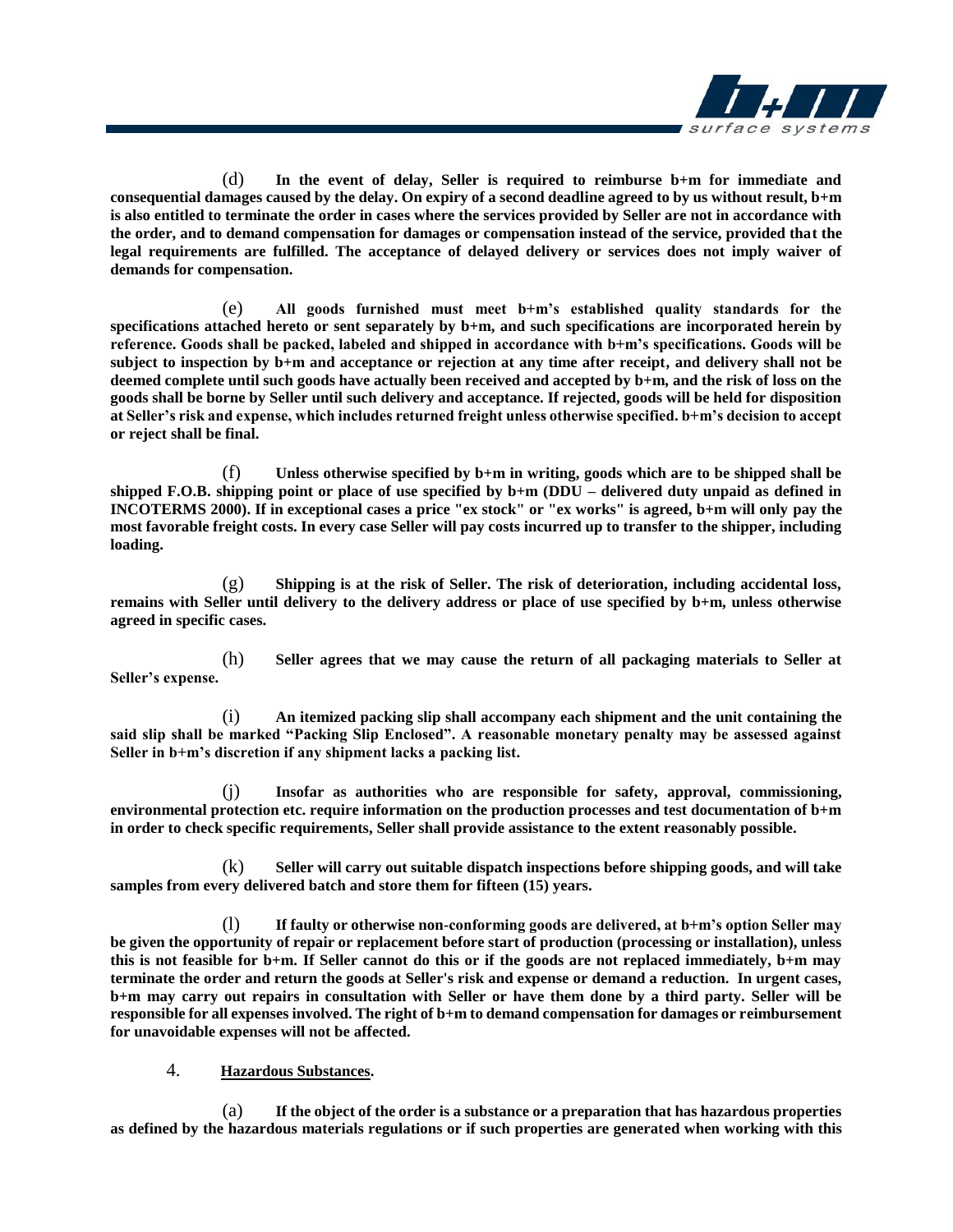(d) **In the event of delay, Seller is required to reimburse b+m for immediate and consequential damages caused by the delay. On expiry of a second deadline agreed to by us without result, b+m is also entitled to terminate the order in cases where the services provided by Seller are not in accordance with the order, and to demand compensation for damages or compensation instead of the service, provided that the legal requirements are fulfilled. The acceptance of delayed delivery or services does not imply waiver of demands for compensation.**

(e) **All goods furnished must meet b+m's established quality standards for the specifications attached hereto or sent separately by b+m, and such specifications are incorporated herein by reference. Goods shall be packed, labeled and shipped in accordance with b+m's specifications. Goods will be subject to inspection by b+m and acceptance or rejection at any time after receipt, and delivery shall not be deemed complete until such goods have actually been received and accepted by b+m, and the risk of loss on the goods shall be borne by Seller until such delivery and acceptance. If rejected, goods will be held for disposition at Seller's risk and expense, which includes returned freight unless otherwise specified. b+m's decision to accept or reject shall be final.**

(f) **Unless otherwise specified by b+m in writing, goods which are to be shipped shall be shipped F.O.B. shipping point or place of use specified by b+m (DDU – delivered duty unpaid as defined in INCOTERMS 2000). If in exceptional cases a price "ex stock" or "ex works" is agreed, b+m will only pay the most favorable freight costs. In every case Seller will pay costs incurred up to transfer to the shipper, including loading.**

(g) **Shipping is at the risk of Seller. The risk of deterioration, including accidental loss, remains with Seller until delivery to the delivery address or place of use specified by b+m, unless otherwise agreed in specific cases.**

(h) **Seller agrees that we may cause the return of all packaging materials to Seller at Seller's expense.**

(i) **An itemized packing slip shall accompany each shipment and the unit containing the said slip shall be marked "Packing Slip Enclosed". A reasonable monetary penalty may be assessed against Seller in b+m's discretion if any shipment lacks a packing list.**

(j) **Insofar as authorities who are responsible for safety, approval, commissioning, environmental protection etc. require information on the production processes and test documentation of b+m in order to check specific requirements, Seller shall provide assistance to the extent reasonably possible.**

(k) **Seller will carry out suitable dispatch inspections before shipping goods, and will take samples from every delivered batch and store them for fifteen (15) years.**

(l) **If faulty or otherwise non-conforming goods are delivered, at b+m's option Seller may be given the opportunity of repair or replacement before start of production (processing or installation), unless this is not feasible for b+m. If Seller cannot do this or if the goods are not replaced immediately, b+m may terminate the order and return the goods at Seller's risk and expense or demand a reduction. In urgent cases, b+m may carry out repairs in consultation with Seller or have them done by a third party. Seller will be responsible for all expenses involved. The right of b+m to demand compensation for damages or reimbursement for unavoidable expenses will not be affected.**

4. **Hazardous Substances.**

(a) **If the object of the order is a substance or a preparation that has hazardous properties as defined by the hazardous materials regulations or if such properties are generated when working with this**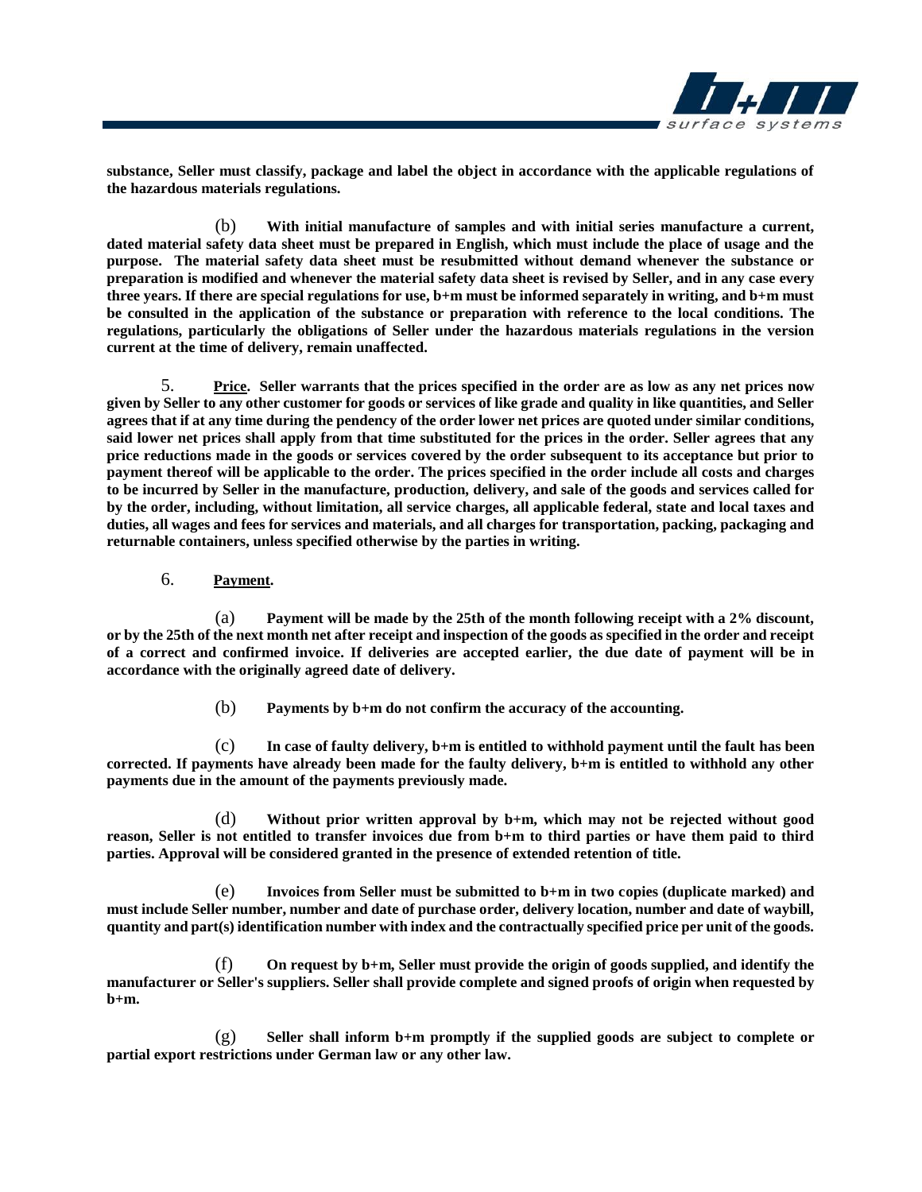**substance, Seller must classify, package and label the object in accordance with the applicable regulations of the hazardous materials regulations.**

(b) **With initial manufacture of samples and with initial series manufacture a current, dated material safety data sheet must be prepared in English, which must include the place of usage and the purpose. The material safety data sheet must be resubmitted without demand whenever the substance or preparation is modified and whenever the material safety data sheet is revised by Seller, and in any case every three years. If there are special regulations for use, b+m must be informed separately in writing, and b+m must be consulted in the application of the substance or preparation with reference to the local conditions. The regulations, particularly the obligations of Seller under the hazardous materials regulations in the version current at the time of delivery, remain unaffected.**

5. **<u>Price</u>. Seller warrants that the prices specified in the order are as low as any net prices now given by Seller to any other customer for goods or services of like grade and quality in like quantities, and Seller agrees that if at any time during the pendency of the order lower net prices are quoted under similar conditions, said lower net prices shall apply from that time substituted for the prices in the order. Seller agrees that any price reductions made in the goods or services covered by the order subsequent to its acceptance but prior to payment thereof will be applicable to the order. The prices specified in the order include all costs and charges to be incurred by Seller in the manufacture, production, delivery, and sale of the goods and services called for by the order, including, without limitation, all service charges, all applicable federal, state and local taxes and duties, all wages and fees for services and materials, and all charges for transportation, packing, packaging and returnable containers, unless specified otherwise by the parties in writing.**

6. **<u>Payment</u>.**

(a) **Payment will be made by the 25th of the month following receipt with a 2% discount, or by the 25th of the next month net after receipt and inspection of the goods as specified in the order and receipt of a correct and confirmed invoice. If deliveries are accepted earlier, the due date of payment will be in accordance with the originally agreed date of delivery.**

(b) **Payments by b+m do not confirm the accuracy of the accounting.**

(c) **In case of faulty delivery, b+m is entitled to withhold payment until the fault has been corrected. If payments have already been made for the faulty delivery, b+m is entitled to withhold any other payments due in the amount of the payments previously made.**

(d) **Without prior written approval by b+m, which may not be rejected without good reason, Seller is not entitled to transfer invoices due from b+m to third parties or have them paid to third parties. Approval will be considered granted in the presence of extended retention of title.**

(e) **Invoices from Seller must be submitted to b+m in two copies (duplicate marked) and must include Seller number, number and date of purchase order, delivery location, number and date of waybill, quantity and part(s) identification number with index and the contractually specified price per unit of the goods.**

(f) **On request by b+m, Seller must provide the origin of goods supplied, and identify the manufacturer or Seller's suppliers. Seller shall provide complete and signed proofs of origin when requested by b+m.**

(g) **Seller shall inform b+m promptly if the supplied goods are subject to complete or partial export restrictions under German law or any other law.**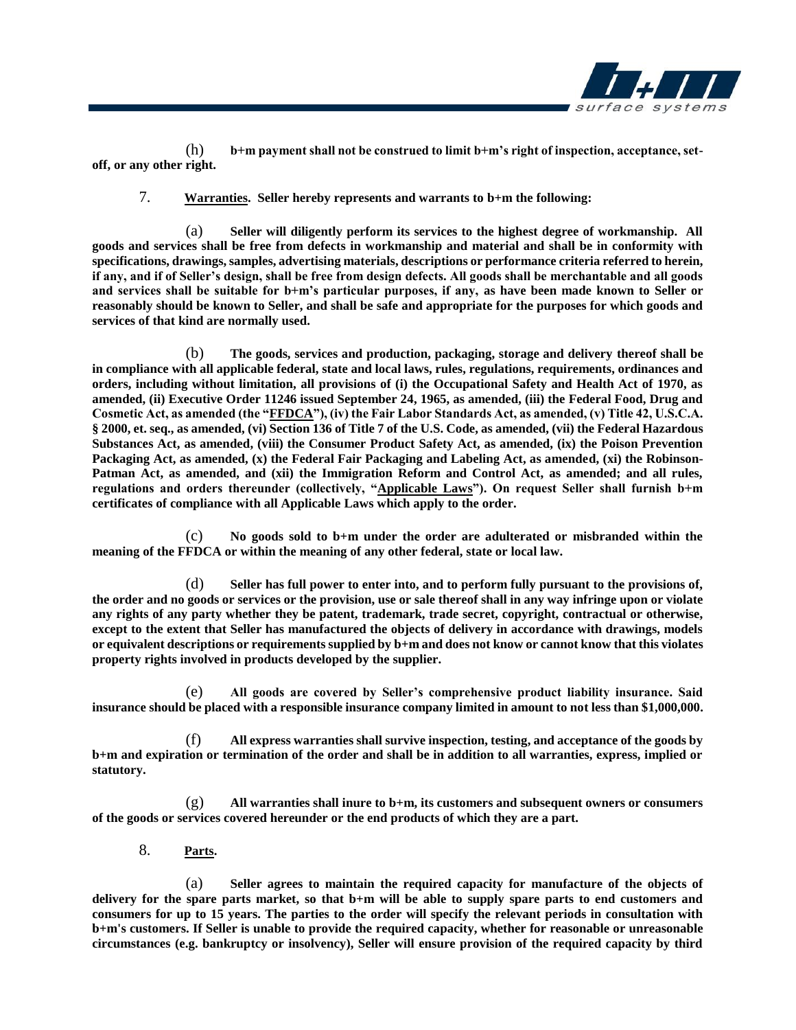(h) **b+m payment shall not be construed to limit b+m's right of inspection, acceptance, set-off, or any other right.**

7. **Warranties. Seller hereby represents and warrants to b+m the following:**

(a) **Seller will diligently perform its services to the highest degree of workmanship. All goods and services shall be free from defects in workmanship and material and shall be in conformity with specifications, drawings, samples, advertising materials, descriptions or performance criteria referred to herein, if any, and if of Seller's design, shall be free from design defects. All goods shall be merchantable and all goods and services shall be suitable for b+m's particular purposes, if any, as have been made known to Seller or reasonably should be known to Seller, and shall be safe and appropriate for the purposes for which goods and services of that kind are normally used.**

(b) **The goods, services and production, packaging, storage and delivery thereof shall be in compliance with all applicable federal, state and local laws, rules, regulations, requirements, ordinances and orders, including without limitation, all provisions of (i) the Occupational Safety and Health Act of 1970, as amended, (ii) Executive Order 11246 issued September 24, 1965, as amended, (iii) the Federal Food, Drug and Cosmetic Act, as amended (the "FFDCA"), (iv) the Fair Labor Standards Act, as amended, (v) Title 42, U.S.C.A. § 2000, et. seq., as amended, (vi) Section 136 of Title 7 of the U.S. Code, as amended, (vii) the Federal Hazardous Substances Act, as amended, (viii) the Consumer Product Safety Act, as amended, (ix) the Poison Prevention Packaging Act, as amended, (x) the Federal Fair Packaging and Labeling Act, as amended, (xi) the Robinson-Patman Act, as amended, and (xii) the Immigration Reform and Control Act, as amended; and all rules, regulations and orders thereunder (collectively, "Applicable Laws"). On request Seller shall furnish b+m certificates of compliance with all Applicable Laws which apply to the order.**

(c) **No goods sold to b+m under the order are adulterated or misbranded within the meaning of the FFDCA or within the meaning of any other federal, state or local law.**

(d) **Seller has full power to enter into, and to perform fully pursuant to the provisions of, the order and no goods or services or the provision, use or sale thereof shall in any way infringe upon or violate any rights of any party whether they be patent, trademark, trade secret, copyright, contractual or otherwise, except to the extent that Seller has manufactured the objects of delivery in accordance with drawings, models or equivalent descriptions or requirements supplied by b+m and does not know or cannot know that this violates property rights involved in products developed by the supplier.**

(e) **All goods are covered by Seller's comprehensive product liability insurance. Said insurance should be placed with a responsible insurance company limited in amount to not less than $1,000,000.**

(f) **All express warranties shall survive inspection, testing, and acceptance of the goods by b+m and expiration or termination of the order and shall be in addition to all warranties, express, implied or statutory.**

(g) **All warranties shall inure to b+m, its customers and subsequent owners or consumers of the goods or services covered hereunder or the end products of which they are a part.**

8. **Parts.**

(a) **Seller agrees to maintain the required capacity for manufacture of the objects of delivery for the spare parts market, so that b+m will be able to supply spare parts to end customers and consumers for up to 15 years. The parties to the order will specify the relevant periods in consultation with b+m's customers. If Seller is unable to provide the required capacity, whether for reasonable or unreasonable circumstances (e.g. bankruptcy or insolvency), Seller will ensure provision of the required capacity by third**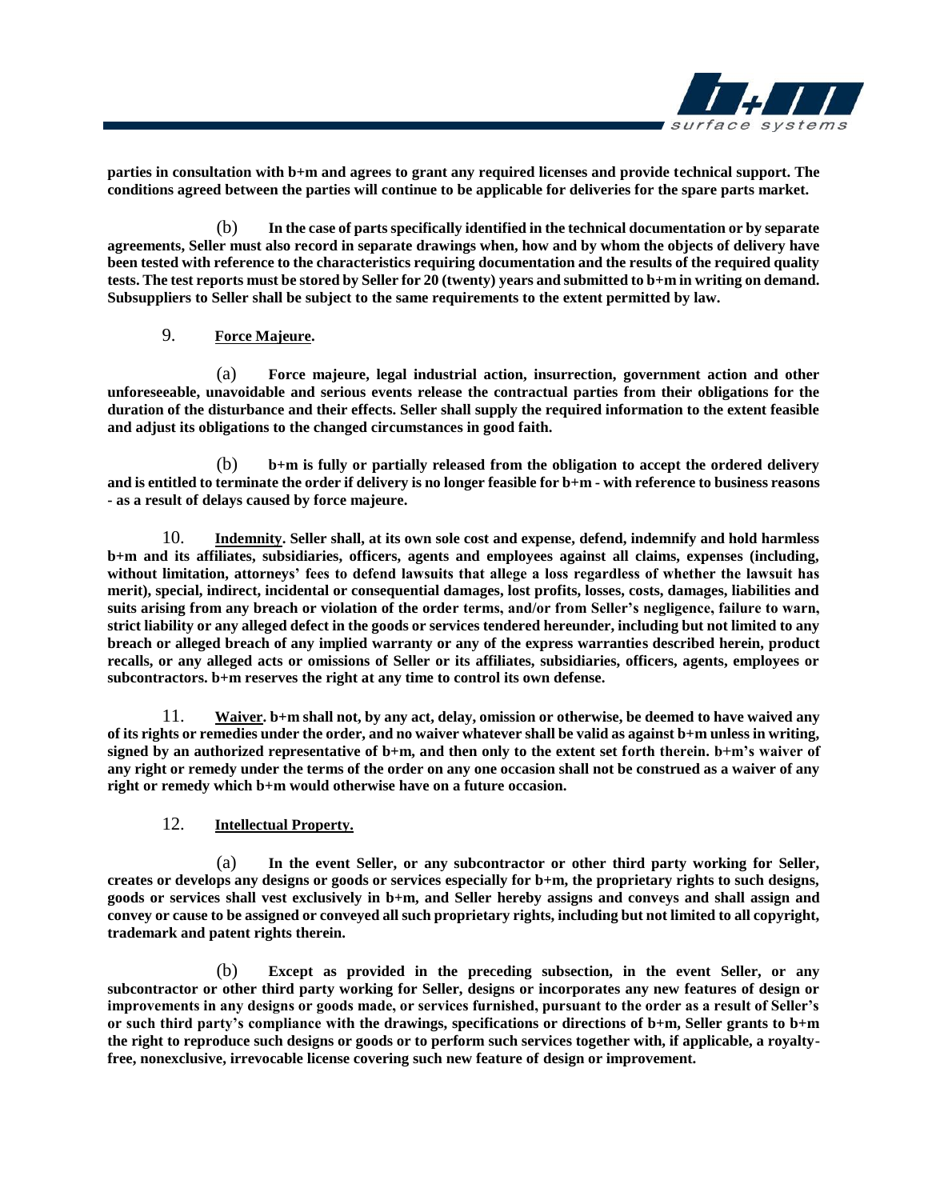**parties in consultation with b+m and agrees to grant any required licenses and provide technical support. The conditions agreed between the parties will continue to be applicable for deliveries for the spare parts market.**

(b) **In the case of parts specifically identified in the technical documentation or by separate agreements, Seller must also record in separate drawings when, how and by whom the objects of delivery have been tested with reference to the characteristics requiring documentation and the results of the required quality tests. The test reports must be stored by Seller for 20 (twenty) years and submitted to b+m in writing on demand. Subsuppliers to Seller shall be subject to the same requirements to the extent permitted by law.**

9. **Force Majeure.**

(a) **Force majeure, legal industrial action, insurrection, government action and other unforeseeable, unavoidable and serious events release the contractual parties from their obligations for the duration of the disturbance and their effects. Seller shall supply the required information to the extent feasible and adjust its obligations to the changed circumstances in good faith.**

(b) **b+m is fully or partially released from the obligation to accept the ordered delivery and is entitled to terminate the order if delivery is no longer feasible for b+m - with reference to business reasons - as a result of delays caused by force majeure.**

10. **Indemnity. Seller shall, at its own sole cost and expense, defend, indemnify and hold harmless b+m and its affiliates, subsidiaries, officers, agents and employees against all claims, expenses (including, without limitation, attorneys' fees to defend lawsuits that allege a loss regardless of whether the lawsuit has merit), special, indirect, incidental or consequential damages, lost profits, losses, costs, damages, liabilities and suits arising from any breach or violation of the order terms, and/or from Seller's negligence, failure to warn, strict liability or any alleged defect in the goods or services tendered hereunder, including but not limited to any breach or alleged breach of any implied warranty or any of the express warranties described herein, product recalls, or any alleged acts or omissions of Seller or its affiliates, subsidiaries, officers, agents, employees or subcontractors. b+m reserves the right at any time to control its own defense.**

11. **Waiver. b+m shall not, by any act, delay, omission or otherwise, be deemed to have waived any of its rights or remedies under the order, and no waiver whatever shall be valid as against b+m unless in writing, signed by an authorized representative of b+m, and then only to the extent set forth therein. b+m's waiver of any right or remedy under the terms of the order on any one occasion shall not be construed as a waiver of any right or remedy which b+m would otherwise have on a future occasion.**

12. **Intellectual Property.**

(a) **In the event Seller, or any subcontractor or other third party working for Seller, creates or develops any designs or goods or services especially for b+m, the proprietary rights to such designs, goods or services shall vest exclusively in b+m, and Seller hereby assigns and conveys and shall assign and convey or cause to be assigned or conveyed all such proprietary rights, including but not limited to all copyright, trademark and patent rights therein.**

(b) **Except as provided in the preceding subsection, in the event Seller, or any subcontractor or other third party working for Seller, designs or incorporates any new features of design or improvements in any designs or goods made, or services furnished, pursuant to the order as a result of Seller's or such third party's compliance with the drawings, specifications or directions of b+m, Seller grants to b+m the right to reproduce such designs or goods or to perform such services together with, if applicable, a royalty-free, nonexclusive, irrevocable license covering such new feature of design or improvement.**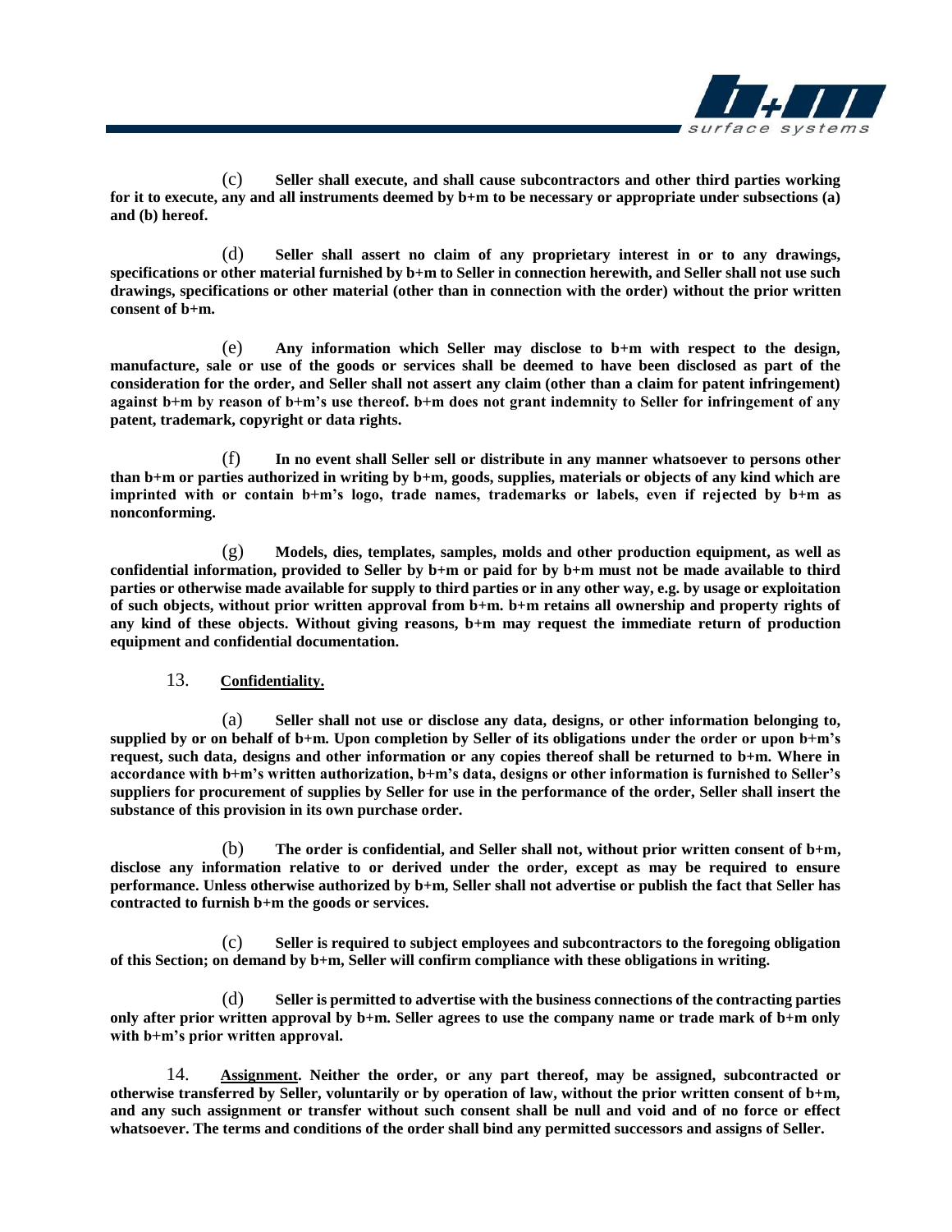**(c) Seller shall execute, and shall cause subcontractors and other third parties working for it to execute, any and all instruments deemed by b+m to be necessary or appropriate under subsections (a) and (b) hereof.**

**(d) Seller shall assert no claim of any proprietary interest in or to any drawings, specifications or other material furnished by b+m to Seller in connection herewith, and Seller shall not use such drawings, specifications or other material (other than in connection with the order) without the prior written consent of b+m.**

**(e) Any information which Seller may disclose to b+m with respect to the design, manufacture, sale or use of the goods or services shall be deemed to have been disclosed as part of the consideration for the order, and Seller shall not assert any claim (other than a claim for patent infringement) against b+m by reason of b+m's use thereof. b+m does not grant indemnity to Seller for infringement of any patent, trademark, copyright or data rights.**

**(f) In no event shall Seller sell or distribute in any manner whatsoever to persons other than b+m or parties authorized in writing by b+m, goods, supplies, materials or objects of any kind which are imprinted with or contain b+m's logo, trade names, trademarks or labels, even if rejected by b+m as nonconforming.**

**(g) Models, dies, templates, samples, molds and other production equipment, as well as confidential information, provided to Seller by b+m or paid for by b+m must not be made available to third parties or otherwise made available for supply to third parties or in any other way, e.g. by usage or exploitation of such objects, without prior written approval from b+m. b+m retains all ownership and property rights of any kind of these objects. Without giving reasons, b+m may request the immediate return of production equipment and confidential documentation.**

13. **Confidentiality.**

**(a) Seller shall not use or disclose any data, designs, or other information belonging to, supplied by or on behalf of b+m. Upon completion by Seller of its obligations under the order or upon b+m's request, such data, designs and other information or any copies thereof shall be returned to b+m. Where in accordance with b+m's written authorization, b+m's data, designs or other information is furnished to Seller's suppliers for procurement of supplies by Seller for use in the performance of the order, Seller shall insert the substance of this provision in its own purchase order.**

**(b) The order is confidential, and Seller shall not, without prior written consent of b+m, disclose any information relative to or derived under the order, except as may be required to ensure performance. Unless otherwise authorized by b+m, Seller shall not advertise or publish the fact that Seller has contracted to furnish b+m the goods or services.**

**(c) Seller is required to subject employees and subcontractors to the foregoing obligation of this Section; on demand by b+m, Seller will confirm compliance with these obligations in writing.**

**(d) Seller is permitted to advertise with the business connections of the contracting parties only after prior written approval by b+m. Seller agrees to use the company name or trade mark of b+m only with b+m's prior written approval.**

14. **Assignment. Neither the order, or any part thereof, may be assigned, subcontracted or otherwise transferred by Seller, voluntarily or by operation of law, without the prior written consent of b+m, and any such assignment or transfer without such consent shall be null and void and of no force or effect whatsoever. The terms and conditions of the order shall bind any permitted successors and assigns of Seller.**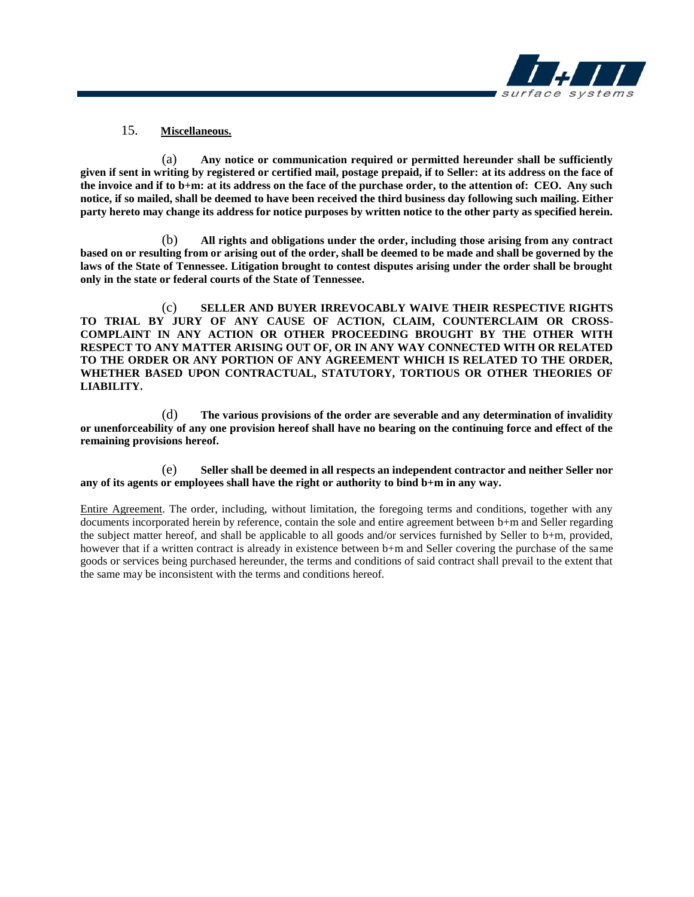15. **Miscellaneous.**

(a) **Any notice or communication required or permitted hereunder shall be sufficiently given if sent in writing by registered or certified mail, postage prepaid, if to Seller: at its address on the face of the invoice and if to b+m: at its address on the face of the purchase order, to the attention of: CEO. Any such notice, if so mailed, shall be deemed to have been received the third business day following such mailing. Either party hereto may change its address for notice purposes by written notice to the other party as specified herein.**

(b) **All rights and obligations under the order, including those arising from any contract based on or resulting from or arising out of the order, shall be deemed to be made and shall be governed by the laws of the State of Tennessee. Litigation brought to contest disputes arising under the order shall be brought only in the state or federal courts of the State of Tennessee.**

(c) **SELLER AND BUYER IRREVOCABLY WAIVE THEIR RESPECTIVE RIGHTS TO TRIAL BY JURY OF ANY CAUSE OF ACTION, CLAIM, COUNTERCLAIM OR CROSS-COMPLAINT IN ANY ACTION OR OTHER PROCEEDING BROUGHT BY THE OTHER WITH RESPECT TO ANY MATTER ARISING OUT OF, OR IN ANY WAY CONNECTED WITH OR RELATED TO THE ORDER OR ANY PORTION OF ANY AGREEMENT WHICH IS RELATED TO THE ORDER, WHETHER BASED UPON CONTRACTUAL, STATUTORY, TORTIOUS OR OTHER THEORIES OF LIABILITY.**

(d) **The various provisions of the order are severable and any determination of invalidity or unenforceability of any one provision hereof shall have no bearing on the continuing force and effect of the remaining provisions hereof.**

(e) **Seller shall be deemed in all respects an independent contractor and neither Seller nor any of its agents or employees shall have the right or authority to bind b+m in any way.**

Entire Agreement. The order, including, without limitation, the foregoing terms and conditions, together with any documents incorporated herein by reference, contain the sole and entire agreement between b+m and Seller regarding the subject matter hereof, and shall be applicable to all goods and/or services furnished by Seller to b+m, provided, however that if a written contract is already in existence between b+m and Seller covering the purchase of the same goods or services being purchased hereunder, the terms and conditions of said contract shall prevail to the extent that the same may be inconsistent with the terms and conditions hereof.